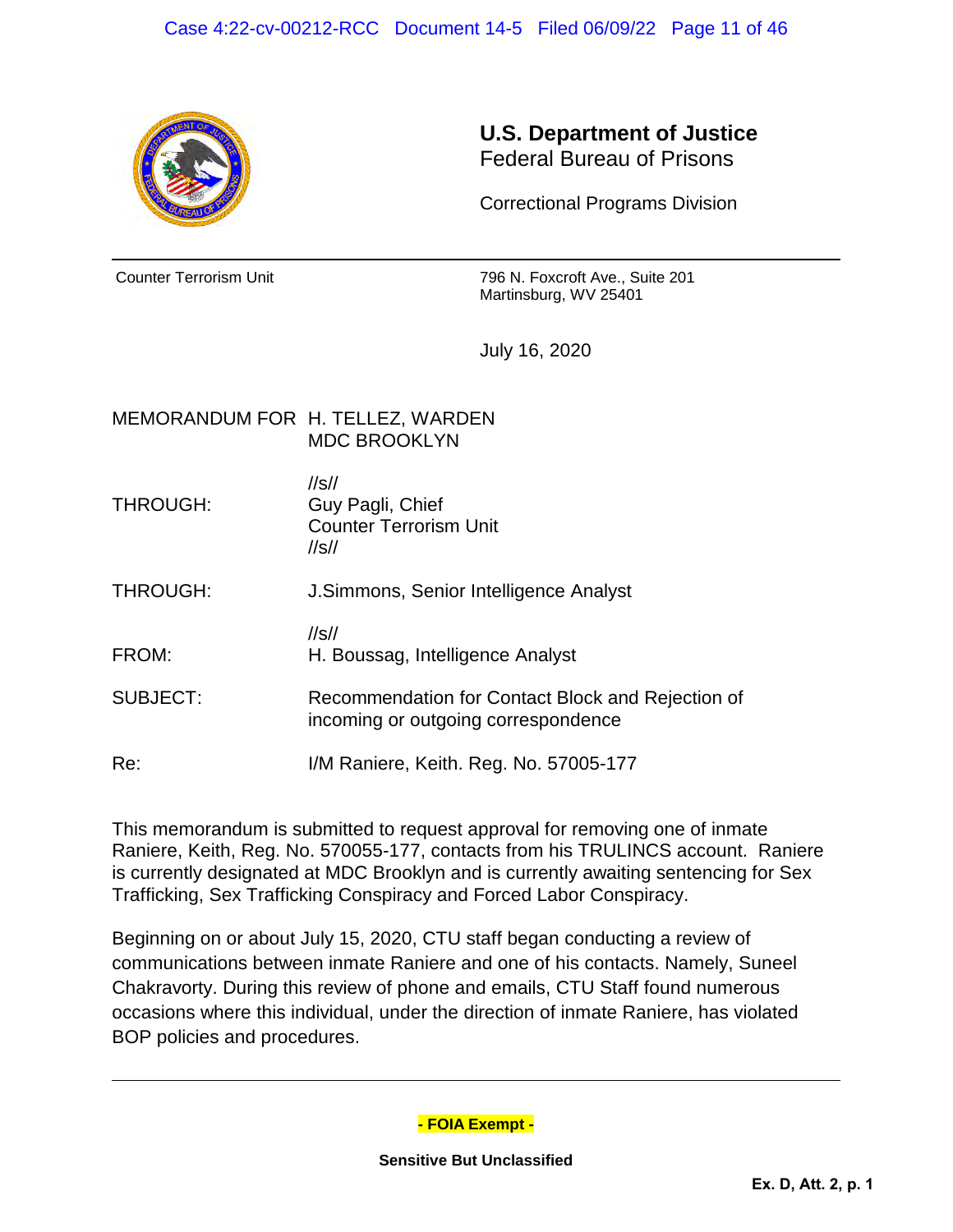**U.S. Department of Justice**
Federal Bureau of Prisons

Correctional Programs Division

---

Counter Terrorism Unit

796 N. Foxcroft Ave., Suite 201
Martinsburg, WV 25401

July 16, 2020

MEMORANDUM FOR H. TELLEZ, WARDEN
MDC BROOKLYN

THROUGH: //s//
Guy Pagli, Chief
Counter Terrorism Unit
//s//

THROUGH: J.Simmons, Senior Intelligence Analyst

FROM: //s//
H. Boussag, Intelligence Analyst

SUBJECT: Recommendation for Contact Block and Rejection of incoming or outgoing correspondence

Re: I/M Raniere, Keith. Reg. No. 57005-177

This memorandum is submitted to request approval for removing one of inmate Raniere, Keith, Reg. No. 570055-177, contacts from his TRULINCS account. Raniere is currently designated at MDC Brooklyn and is currently awaiting sentencing for Sex Trafficking, Sex Trafficking Conspiracy and Forced Labor Conspiracy.

Beginning on or about July 15, 2020, CTU staff began conducting a review of communications between inmate Raniere and one of his contacts. Namely, Suneel Chakravorty. During this review of phone and emails, CTU Staff found numerous occasions where this individual, under the direction of inmate Raniere, has violated BOP policies and procedures.

---

**- FOIA Exempt -**

**Sensitive But Unclassified**

**Ex. D, Att. 2, p. 1**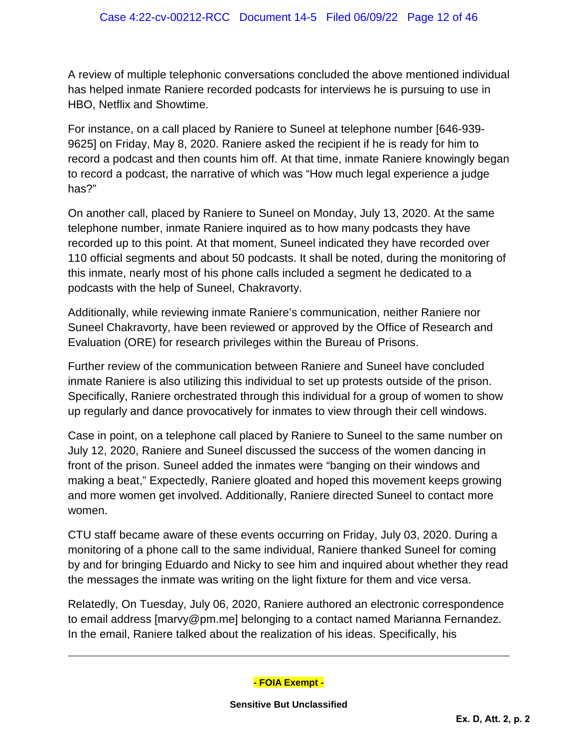A review of multiple telephonic conversations concluded the above mentioned individual has helped inmate Raniere recorded podcasts for interviews he is pursuing to use in HBO, Netflix and Showtime.

For instance, on a call placed by Raniere to Suneel at telephone number [646-939-9625] on Friday, May 8, 2020. Raniere asked the recipient if he is ready for him to record a podcast and then counts him off. At that time, inmate Raniere knowingly began to record a podcast, the narrative of which was "How much legal experience a judge has?"

On another call, placed by Raniere to Suneel on Monday, July 13, 2020. At the same telephone number, inmate Raniere inquired as to how many podcasts they have recorded up to this point. At that moment, Suneel indicated they have recorded over 110 official segments and about 50 podcasts. It shall be noted, during the monitoring of this inmate, nearly most of his phone calls included a segment he dedicated to a podcasts with the help of Suneel, Chakravorty.

Additionally, while reviewing inmate Raniere's communication, neither Raniere nor Suneel Chakravorty, have been reviewed or approved by the Office of Research and Evaluation (ORE) for research privileges within the Bureau of Prisons.

Further review of the communication between Raniere and Suneel have concluded inmate Raniere is also utilizing this individual to set up protests outside of the prison. Specifically, Raniere orchestrated through this individual for a group of women to show up regularly and dance provocatively for inmates to view through their cell windows.

Case in point, on a telephone call placed by Raniere to Suneel to the same number on July 12, 2020, Raniere and Suneel discussed the success of the women dancing in front of the prison. Suneel added the inmates were "banging on their windows and making a beat," Expectedly, Raniere gloated and hoped this movement keeps growing and more women get involved. Additionally, Raniere directed Suneel to contact more women.

CTU staff became aware of these events occurring on Friday, July 03, 2020. During a monitoring of a phone call to the same individual, Raniere thanked Suneel for coming by and for bringing Eduardo and Nicky to see him and inquired about whether they read the messages the inmate was writing on the light fixture for them and vice versa.

Relatedly, On Tuesday, July 06, 2020, Raniere authored an electronic correspondence to email address [marvy@pm.me] belonging to a contact named Marianna Fernandez. In the email, Raniere talked about the realization of his ideas. Specifically, his

**- FOIA Exempt -**

**Sensitive But Unclassified**

**Ex. D, Att. 2, p. 2**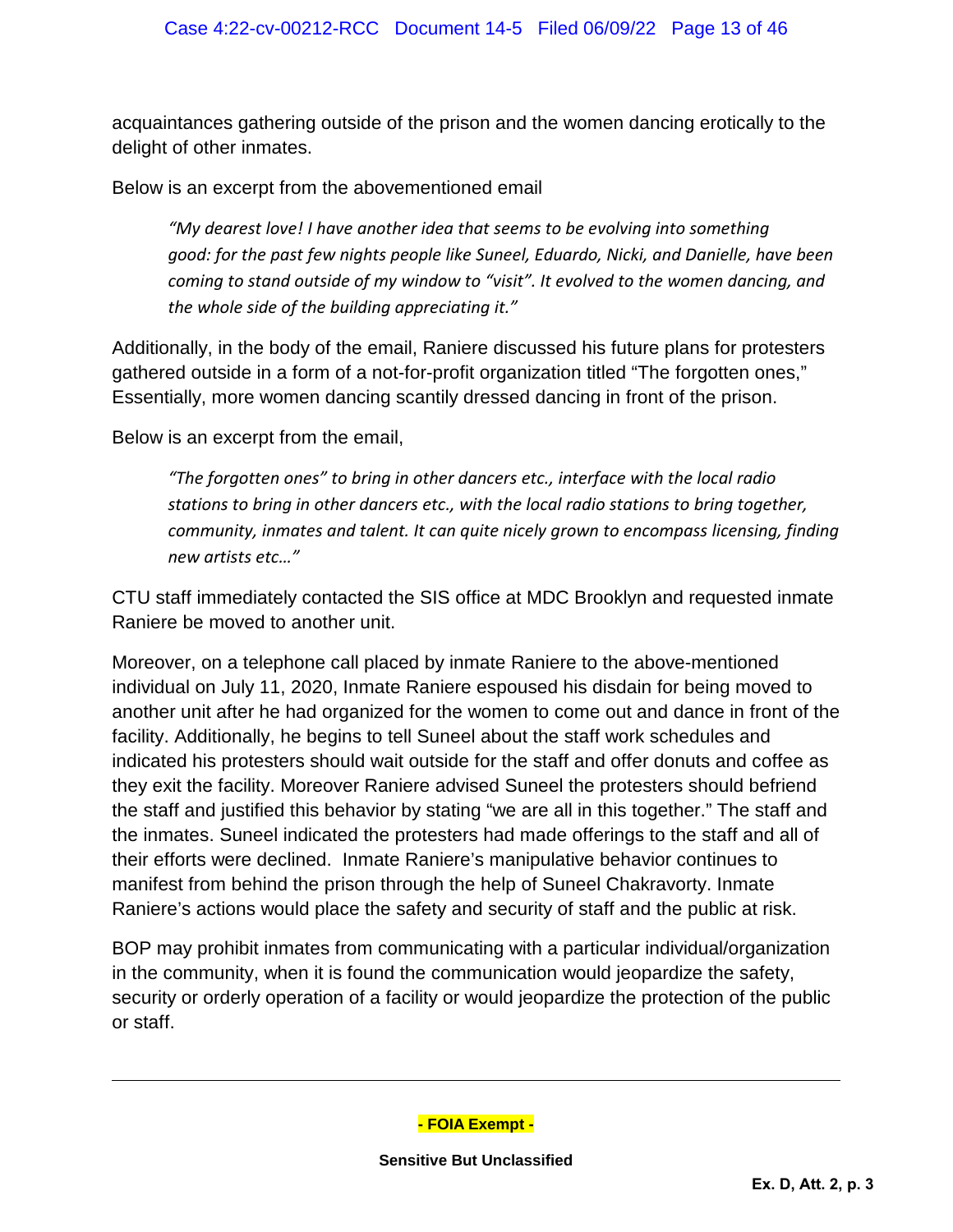acquaintances gathering outside of the prison and the women dancing erotically to the delight of other inmates.

Below is an excerpt from the abovementioned email

> *"My dearest love! I have another idea that seems to be evolving into something good: for the past few nights people like Suneel, Eduardo, Nicki, and Danielle, have been coming to stand outside of my window to "visit". It evolved to the women dancing, and the whole side of the building appreciating it."*

Additionally, in the body of the email, Raniere discussed his future plans for protesters gathered outside in a form of a not-for-profit organization titled "The forgotten ones," Essentially, more women dancing scantily dressed dancing in front of the prison.

Below is an excerpt from the email,

> *"The forgotten ones" to bring in other dancers etc., interface with the local radio stations to bring in other dancers etc., with the local radio stations to bring together, community, inmates and talent. It can quite nicely grown to encompass licensing, finding new artists etc…"*

CTU staff immediately contacted the SIS office at MDC Brooklyn and requested inmate Raniere be moved to another unit.

Moreover, on a telephone call placed by inmate Raniere to the above-mentioned individual on July 11, 2020, Inmate Raniere espoused his disdain for being moved to another unit after he had organized for the women to come out and dance in front of the facility. Additionally, he begins to tell Suneel about the staff work schedules and indicated his protesters should wait outside for the staff and offer donuts and coffee as they exit the facility. Moreover Raniere advised Suneel the protesters should befriend the staff and justified this behavior by stating "we are all in this together." The staff and the inmates. Suneel indicated the protesters had made offerings to the staff and all of their efforts were declined. Inmate Raniere's manipulative behavior continues to manifest from behind the prison through the help of Suneel Chakravorty. Inmate Raniere's actions would place the safety and security of staff and the public at risk.

BOP may prohibit inmates from communicating with a particular individual/organization in the community, when it is found the communication would jeopardize the safety, security or orderly operation of a facility or would jeopardize the protection of the public or staff.

**- FOIA Exempt -**

**Sensitive But Unclassified**

**Ex. D, Att. 2, p. 3**